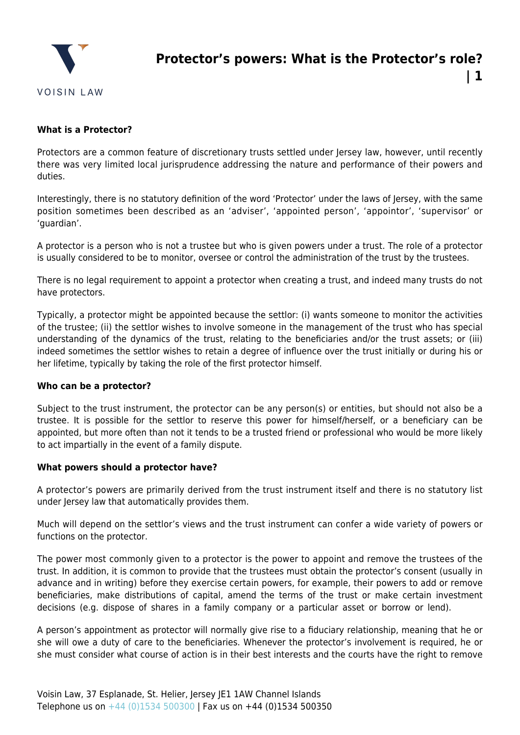# Protector's powers: What is the Protector's role?

**What is a Protector?**

Protectors are a common feature of discretionary trusts settled under Jersey law, however, until recently there was very limited local jurisprudence addressing the nature and performance of their powers and duties.

Interestingly, there is no statutory definition of the word 'Protector' under the laws of Jersey, with the same position sometimes been described as an 'adviser', 'appointed person', 'appointor', 'supervisor' or 'guardian'.

A protector is a person who is not a trustee but who is given powers under a trust. The role of a protector is usually considered to be to monitor, oversee or control the administration of the trust by the trustees.

There is no legal requirement to appoint a protector when creating a trust, and indeed many trusts do not have protectors.

Typically, a protector might be appointed because the settlor: (i) wants someone to monitor the activities of the trustee; (ii) the settlor wishes to involve someone in the management of the trust who has special understanding of the dynamics of the trust, relating to the beneficiaries and/or the trust assets; or (iii) indeed sometimes the settlor wishes to retain a degree of influence over the trust initially or during his or her lifetime, typically by taking the role of the first protector himself.

**Who can be a protector?**

Subject to the trust instrument, the protector can be any person(s) or entities, but should not also be a trustee. It is possible for the settlor to reserve this power for himself/herself, or a beneficiary can be appointed, but more often than not it tends to be a trusted friend or professional who would be more likely to act impartially in the event of a family dispute.

**What powers should a protector have?**

A protector's powers are primarily derived from the trust instrument itself and there is no statutory list under Jersey law that automatically provides them.

Much will depend on the settlor's views and the trust instrument can confer a wide variety of powers or functions on the protector.

The power most commonly given to a protector is the power to appoint and remove the trustees of the trust. In addition, it is common to provide that the trustees must obtain the protector's consent (usually in advance and in writing) before they exercise certain powers, for example, their powers to add or remove beneficiaries, make distributions of capital, amend the terms of the trust or make certain investment decisions (e.g. dispose of shares in a family company or a particular asset or borrow or lend).

A person's appointment as protector will normally give rise to a fiduciary relationship, meaning that he or she will owe a duty of care to the beneficiaries. Whenever the protector's involvement is required, he or she must consider what course of action is in their best interests and the courts have the right to remove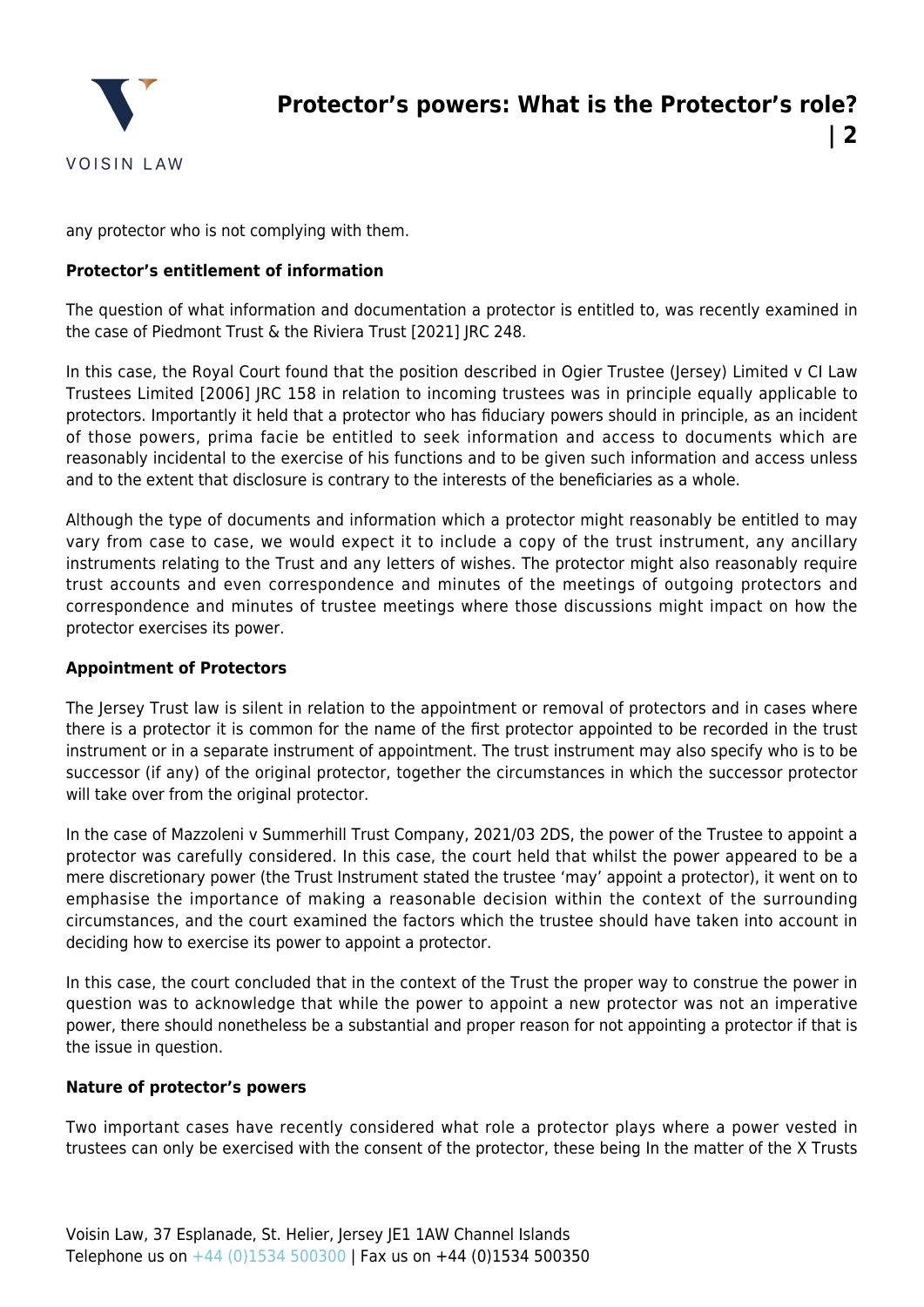any protector who is not complying with them.

**Protector's entitlement of information**

The question of what information and documentation a protector is entitled to, was recently examined in the case of Piedmont Trust & the Riviera Trust [2021] JRC 248.

In this case, the Royal Court found that the position described in Ogier Trustee (Jersey) Limited v CI Law Trustees Limited [2006] JRC 158 in relation to incoming trustees was in principle equally applicable to protectors. Importantly it held that a protector who has fiduciary powers should in principle, as an incident of those powers, prima facie be entitled to seek information and access to documents which are reasonably incidental to the exercise of his functions and to be given such information and access unless and to the extent that disclosure is contrary to the interests of the beneficiaries as a whole.

Although the type of documents and information which a protector might reasonably be entitled to may vary from case to case, we would expect it to include a copy of the trust instrument, any ancillary instruments relating to the Trust and any letters of wishes. The protector might also reasonably require trust accounts and even correspondence and minutes of the meetings of outgoing protectors and correspondence and minutes of trustee meetings where those discussions might impact on how the protector exercises its power.

**Appointment of Protectors**

The Jersey Trust law is silent in relation to the appointment or removal of protectors and in cases where there is a protector it is common for the name of the first protector appointed to be recorded in the trust instrument or in a separate instrument of appointment. The trust instrument may also specify who is to be successor (if any) of the original protector, together the circumstances in which the successor protector will take over from the original protector.

In the case of Mazzoleni v Summerhill Trust Company, 2021/03 2DS, the power of the Trustee to appoint a protector was carefully considered. In this case, the court held that whilst the power appeared to be a mere discretionary power (the Trust Instrument stated the trustee 'may' appoint a protector), it went on to emphasise the importance of making a reasonable decision within the context of the surrounding circumstances, and the court examined the factors which the trustee should have taken into account in deciding how to exercise its power to appoint a protector.

In this case, the court concluded that in the context of the Trust the proper way to construe the power in question was to acknowledge that while the power to appoint a new protector was not an imperative power, there should nonetheless be a substantial and proper reason for not appointing a protector if that is the issue in question.

**Nature of protector's powers**

Two important cases have recently considered what role a protector plays where a power vested in trustees can only be exercised with the consent of the protector, these being In the matter of the X Trusts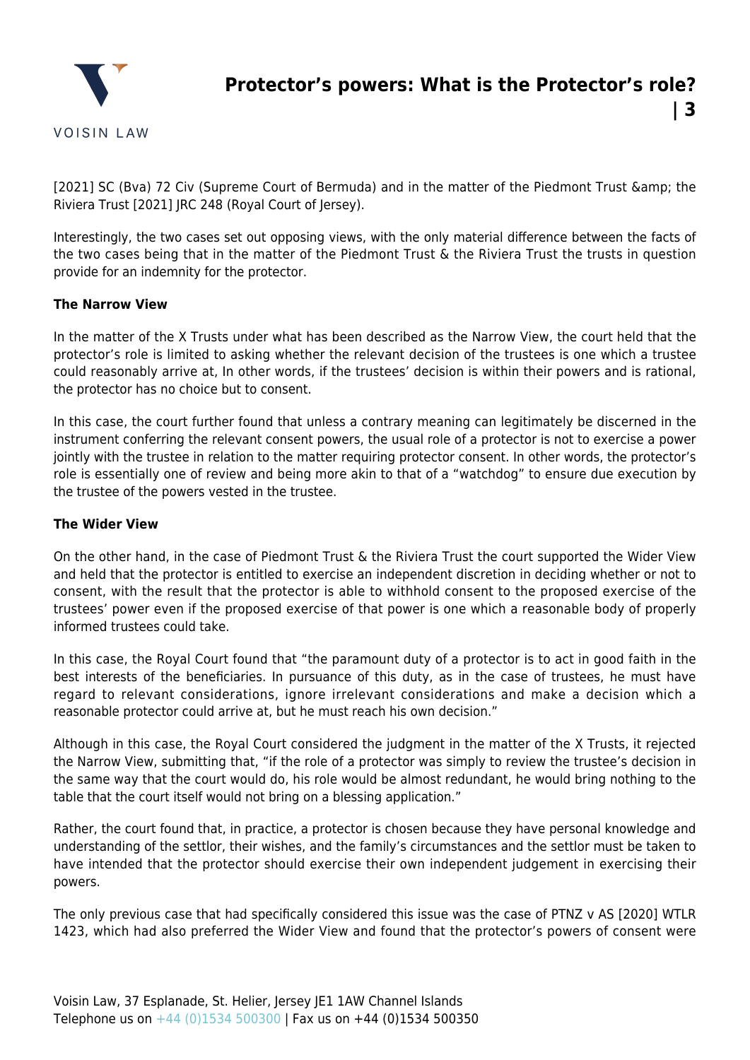[2021] SC (Bva) 72 Civ (Supreme Court of Bermuda) and in the matter of the Piedmont Trust &amp; the Riviera Trust [2021] JRC 248 (Royal Court of Jersey).

Interestingly, the two cases set out opposing views, with the only material difference between the facts of the two cases being that in the matter of the Piedmont Trust & the Riviera Trust the trusts in question provide for an indemnity for the protector.

**The Narrow View**

In the matter of the X Trusts under what has been described as the Narrow View, the court held that the protector's role is limited to asking whether the relevant decision of the trustees is one which a trustee could reasonably arrive at, In other words, if the trustees' decision is within their powers and is rational, the protector has no choice but to consent.

In this case, the court further found that unless a contrary meaning can legitimately be discerned in the instrument conferring the relevant consent powers, the usual role of a protector is not to exercise a power jointly with the trustee in relation to the matter requiring protector consent. In other words, the protector's role is essentially one of review and being more akin to that of a "watchdog" to ensure due execution by the trustee of the powers vested in the trustee.

**The Wider View**

On the other hand, in the case of Piedmont Trust & the Riviera Trust the court supported the Wider View and held that the protector is entitled to exercise an independent discretion in deciding whether or not to consent, with the result that the protector is able to withhold consent to the proposed exercise of the trustees' power even if the proposed exercise of that power is one which a reasonable body of properly informed trustees could take.

In this case, the Royal Court found that "the paramount duty of a protector is to act in good faith in the best interests of the beneficiaries. In pursuance of this duty, as in the case of trustees, he must have regard to relevant considerations, ignore irrelevant considerations and make a decision which a reasonable protector could arrive at, but he must reach his own decision."

Although in this case, the Royal Court considered the judgment in the matter of the X Trusts, it rejected the Narrow View, submitting that, "if the role of a protector was simply to review the trustee's decision in the same way that the court would do, his role would be almost redundant, he would bring nothing to the table that the court itself would not bring on a blessing application."

Rather, the court found that, in practice, a protector is chosen because they have personal knowledge and understanding of the settlor, their wishes, and the family's circumstances and the settlor must be taken to have intended that the protector should exercise their own independent judgement in exercising their powers.

The only previous case that had specifically considered this issue was the case of PTNZ v AS [2020] WTLR 1423, which had also preferred the Wider View and found that the protector's powers of consent were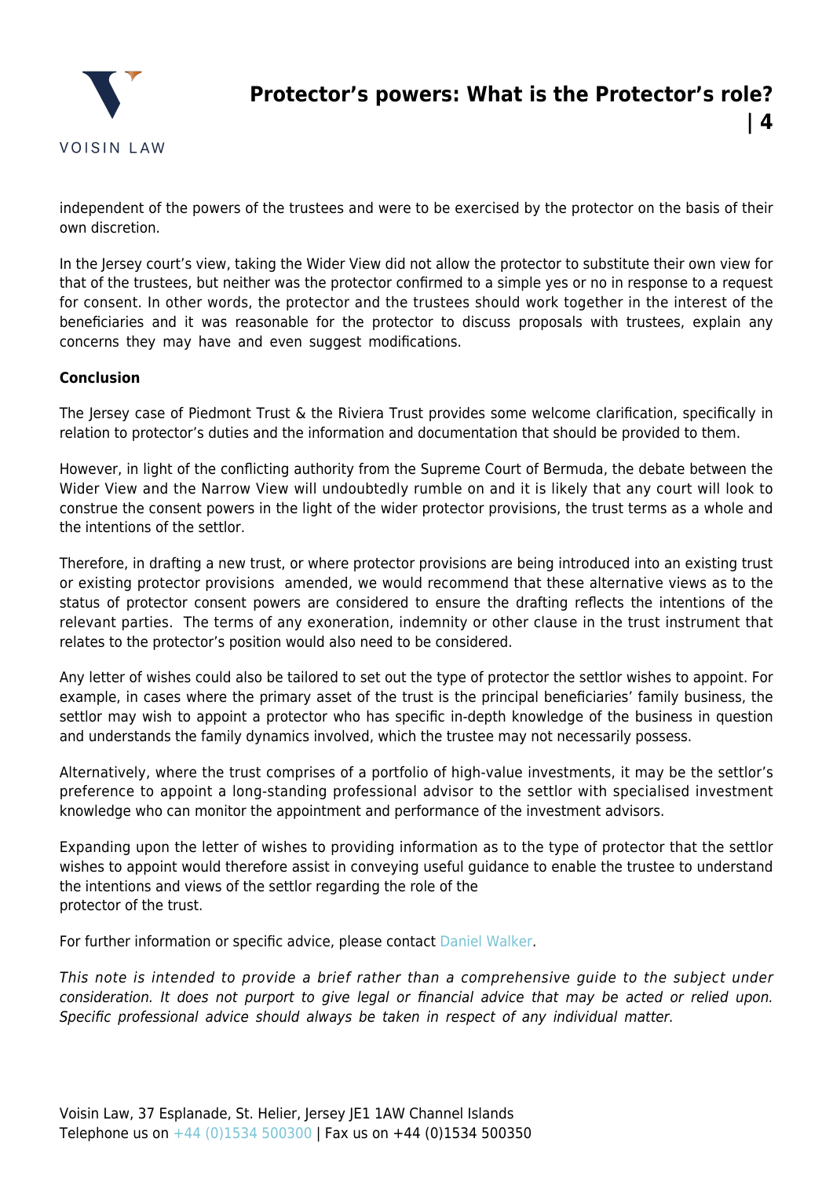independent of the powers of the trustees and were to be exercised by the protector on the basis of their own discretion.

In the Jersey court's view, taking the Wider View did not allow the protector to substitute their own view for that of the trustees, but neither was the protector confirmed to a simple yes or no in response to a request for consent. In other words, the protector and the trustees should work together in the interest of the beneficiaries and it was reasonable for the protector to discuss proposals with trustees, explain any concerns they may have and even suggest modifications.

**Conclusion**

The Jersey case of Piedmont Trust & the Riviera Trust provides some welcome clarification, specifically in relation to protector's duties and the information and documentation that should be provided to them.

However, in light of the conflicting authority from the Supreme Court of Bermuda, the debate between the Wider View and the Narrow View will undoubtedly rumble on and it is likely that any court will look to construe the consent powers in the light of the wider protector provisions, the trust terms as a whole and the intentions of the settlor.

Therefore, in drafting a new trust, or where protector provisions are being introduced into an existing trust or existing protector provisions amended, we would recommend that these alternative views as to the status of protector consent powers are considered to ensure the drafting reflects the intentions of the relevant parties. The terms of any exoneration, indemnity or other clause in the trust instrument that relates to the protector's position would also need to be considered.

Any letter of wishes could also be tailored to set out the type of protector the settlor wishes to appoint. For example, in cases where the primary asset of the trust is the principal beneficiaries' family business, the settlor may wish to appoint a protector who has specific in-depth knowledge of the business in question and understands the family dynamics involved, which the trustee may not necessarily possess.

Alternatively, where the trust comprises of a portfolio of high-value investments, it may be the settlor's preference to appoint a long-standing professional advisor to the settlor with specialised investment knowledge who can monitor the appointment and performance of the investment advisors.

Expanding upon the letter of wishes to providing information as to the type of protector that the settlor wishes to appoint would therefore assist in conveying useful guidance to enable the trustee to understand the intentions and views of the settlor regarding the role of the protector of the trust.

For further information or specific advice, please contact Daniel Walker.

*This note is intended to provide a brief rather than a comprehensive guide to the subject under consideration. It does not purport to give legal or financial advice that may be acted or relied upon. Specific professional advice should always be taken in respect of any individual matter.*

Voisin Law, 37 Esplanade, St. Helier, Jersey JE1 1AW Channel Islands
Telephone us on +44 (0)1534 500300 | Fax us on +44 (0)1534 500350